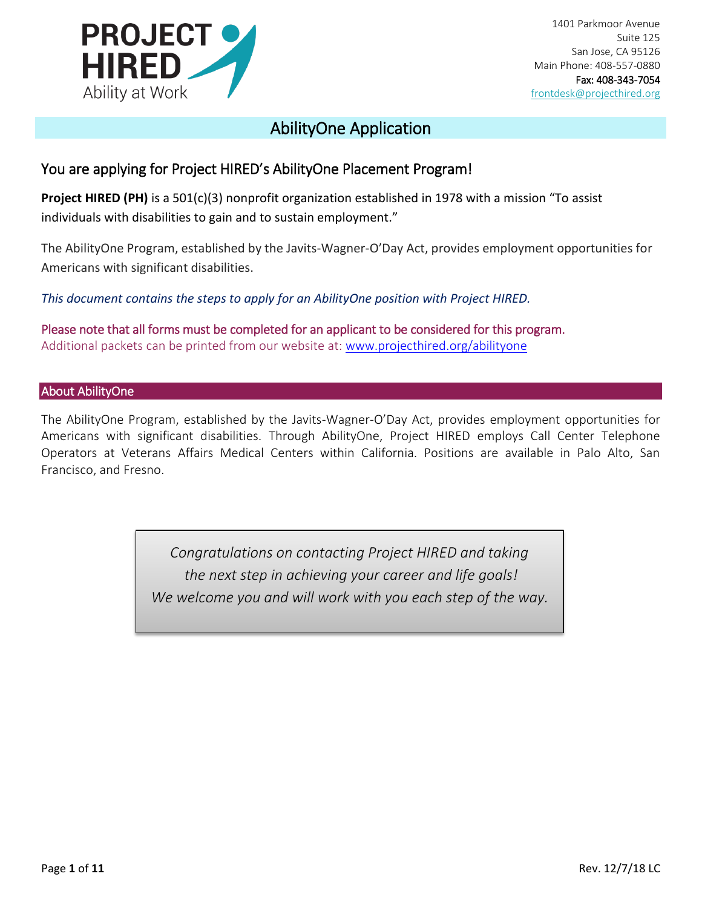**PROJECT HIRED**
Ability at Work

1401 Parkmoor Avenue
Suite 125
San Jose, CA 95126
Main Phone: 408-557-0880
Fax: 408-343-7054
frontdesk@projecthired.org

# AbilityOne Application

## You are applying for Project HIRED's AbilityOne Placement Program!

**Project HIRED (PH)** is a 501(c)(3) nonprofit organization established in 1978 with a mission "To assist individuals with disabilities to gain and to sustain employment."

The AbilityOne Program, established by the Javits-Wagner-O'Day Act, provides employment opportunities for Americans with significant disabilities.

*This document contains the steps to apply for an AbilityOne position with Project HIRED.*

Please note that all forms must be completed for an applicant to be considered for this program.
Additional packets can be printed from our website at: www.projecthired.org/abilityone

## About AbilityOne

The AbilityOne Program, established by the Javits-Wagner-O'Day Act, provides employment opportunities for Americans with significant disabilities. Through AbilityOne, Project HIRED employs Call Center Telephone Operators at Veterans Affairs Medical Centers within California. Positions are available in Palo Alto, San Francisco, and Fresno.

*Congratulations on contacting Project HIRED and taking the next step in achieving your career and life goals! We welcome you and will work with you each step of the way.*

Rev. 12/7/18 LC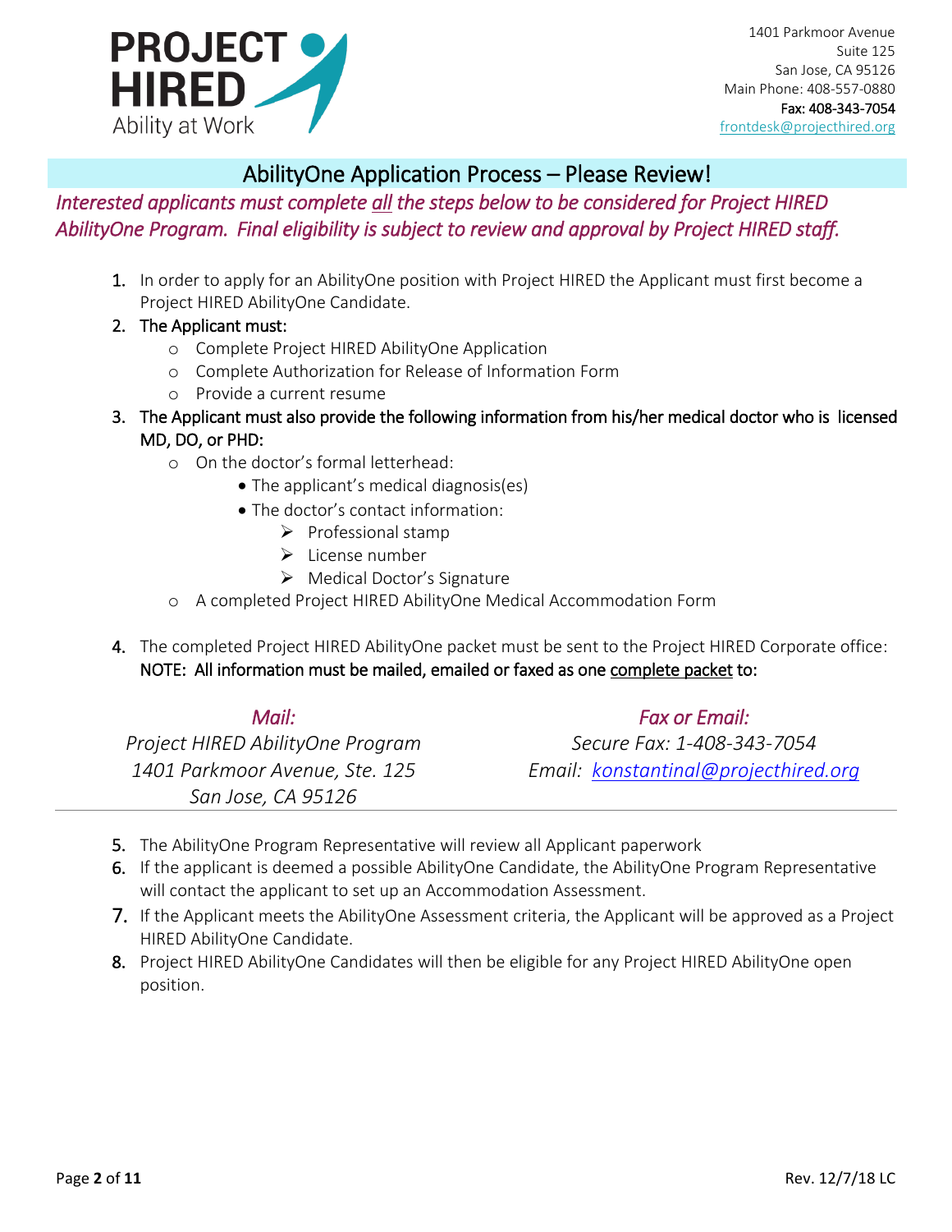**PROJECT HIRED**
Ability at Work

1401 Parkmoor Avenue
Suite 125
San Jose, CA 95126
Main Phone: 408-557-0880
Fax: 408-343-7054
frontdesk@projecthired.org

## AbilityOne Application Process – Please Review!

*Interested applicants must complete all the steps below to be considered for Project HIRED AbilityOne Program. Final eligibility is subject to review and approval by Project HIRED staff.*

1. In order to apply for an AbilityOne position with Project HIRED the Applicant must first become a Project HIRED AbilityOne Candidate.
2. The Applicant must:
   - Complete Project HIRED AbilityOne Application
   - Complete Authorization for Release of Information Form
   - Provide a current resume
3. The Applicant must also provide the following information from his/her medical doctor who is licensed MD, DO, or PHD:
   - On the doctor's formal letterhead:
     - The applicant's medical diagnosis(es)
     - The doctor's contact information:
       - Professional stamp
       - License number
       - Medical Doctor's Signature
   - A completed Project HIRED AbilityOne Medical Accommodation Form
4. The completed Project HIRED AbilityOne packet must be sent to the Project HIRED Corporate office:
   NOTE: All information must be mailed, emailed or faxed as one complete packet to:

*Mail:*
*Project HIRED AbilityOne Program*
*1401 Parkmoor Avenue, Ste. 125*
*San Jose, CA 95126*

*Fax or Email:*
*Secure Fax: 1-408-343-7054*
*Email: konstantinal@projecthired.org*

---

5. The AbilityOne Program Representative will review all Applicant paperwork
6. If the applicant is deemed a possible AbilityOne Candidate, the AbilityOne Program Representative will contact the applicant to set up an Accommodation Assessment.
7. If the Applicant meets the AbilityOne Assessment criteria, the Applicant will be approved as a Project HIRED AbilityOne Candidate.
8. Project HIRED AbilityOne Candidates will then be eligible for any Project HIRED AbilityOne open position.

Rev. 12/7/18 LC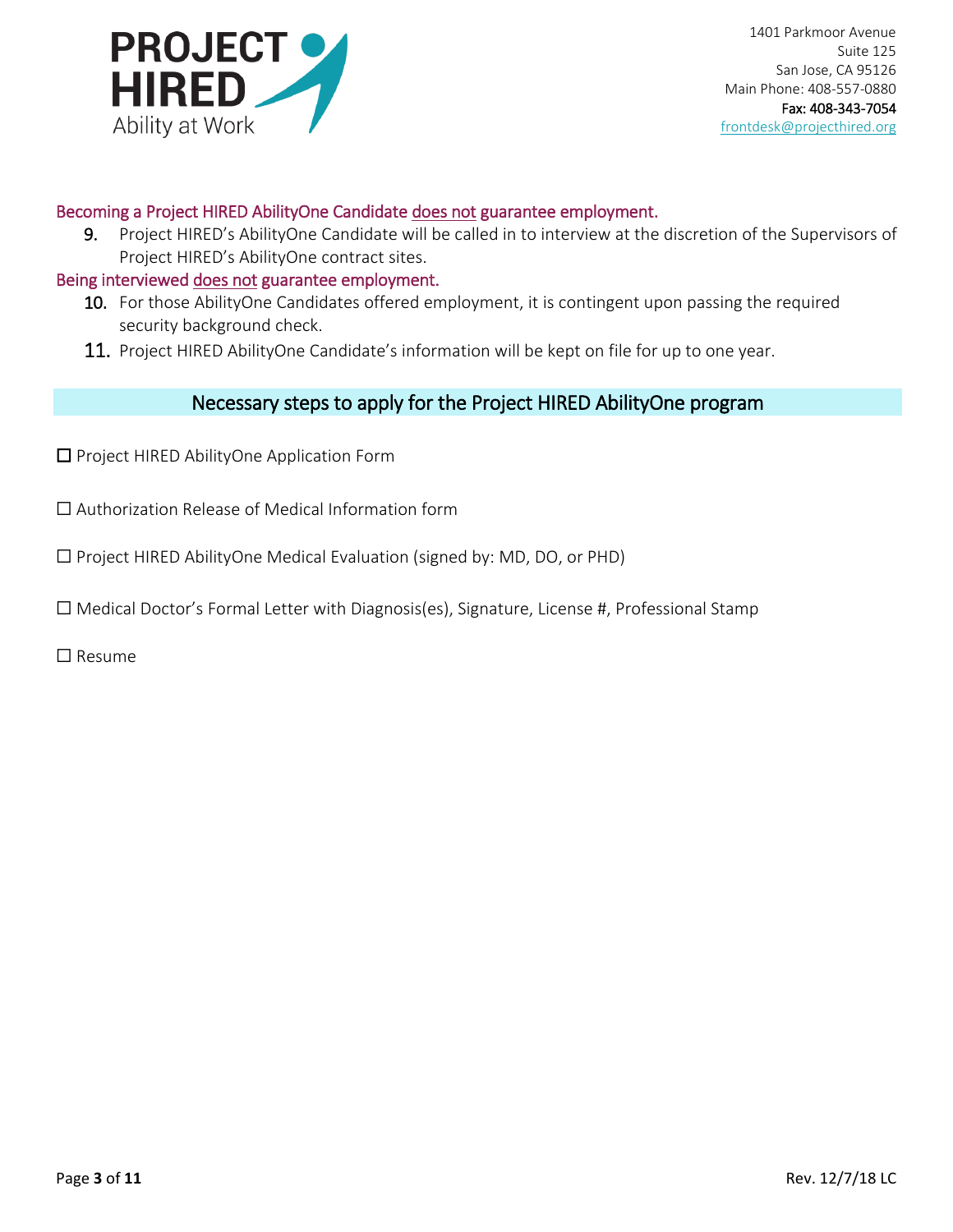PROJECT HIRED
Ability at Work

1401 Parkmoor Avenue
Suite 125
San Jose, CA 95126
Main Phone: 408-557-0880
Fax: 408-343-7054
frontdesk@projecthired.org

Becoming a Project HIRED AbilityOne Candidate does not guarantee employment.

9. Project HIRED's AbilityOne Candidate will be called in to interview at the discretion of the Supervisors of Project HIRED's AbilityOne contract sites.

Being interviewed does not guarantee employment.

10. For those AbilityOne Candidates offered employment, it is contingent upon passing the required security background check.
11. Project HIRED AbilityOne Candidate's information will be kept on file for up to one year.

## Necessary steps to apply for the Project HIRED AbilityOne program

☐ Project HIRED AbilityOne Application Form

☐ Authorization Release of Medical Information form

☐ Project HIRED AbilityOne Medical Evaluation (signed by: MD, DO, or PHD)

☐ Medical Doctor's Formal Letter with Diagnosis(es), Signature, License #, Professional Stamp

☐ Resume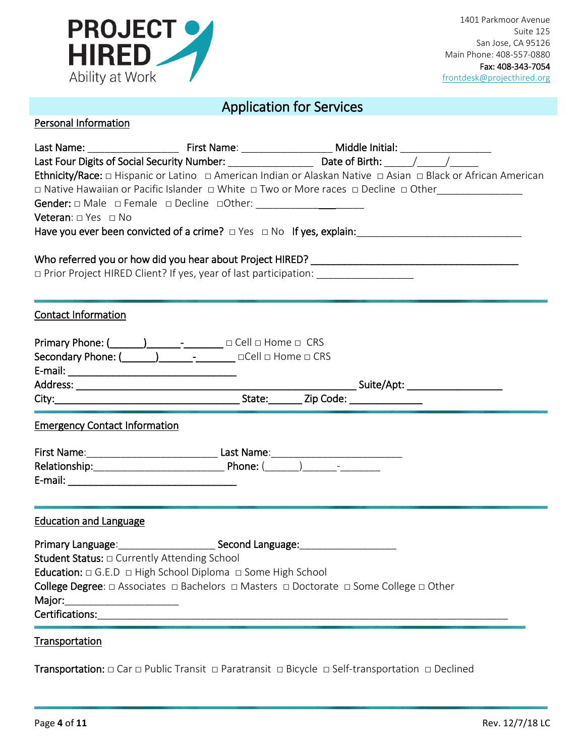**PROJECT HIRED**
Ability at Work

1401 Parkmoor Avenue
Suite 125
San Jose, CA 95126
Main Phone: 408-557-0880
Fax: 408-343-7054
frontdesk@projecthired.org

# Application for Services

## Personal Information

**Last Name:** ________________ **First Name**: ________________ **Middle Initial:** ________________
**Last Four Digits of Social Security Number:** _______________ **Date of Birth:** _____/_____/_____
**Ethnicity/Race:** □ Hispanic or Latino □ American Indian or Alaskan Native □ Asian □ Black or African American □ Native Hawaiian or Pacific Islander □ White □ Two or More races □ Decline □ Other_______________
**Gender:** □ Male □ Female □ Decline □Other: _______________
**Veteran**: □ Yes □ No
**Have you ever been convicted of a crime?** □ Yes □ No **If yes, explain:**_____________________________

**Who referred you or how did you hear about Project HIRED?** _____________________________________
□ Prior Project HIRED Client? If yes, year of last participation: _________________

## Contact Information

**Primary Phone: (______)______-_______** □ Cell □ Home □ CRS
**Secondary Phone: (______)______-_______** □Cell □ Home □ CRS
**E-mail:** ______________________________
**Address:** __________________________________________________ **Suite/Apt:** _________________
**City:**_________________________________ **State:**______ **Zip Code:** _____________

## Emergency Contact Information

**First Name**:_______________________ **Last Name**:_______________________
**Relationship:**_______________________ **Phone:** (______)______-_______
**E-mail:** ______________________________

## Education and Language

**Primary Language**:_________________ **Second Language:**_________________
**Student Status:** □ Currently Attending School
**Education:** □ G.E.D □ High School Diploma □ Some High School
**College Degree**: □ Associates □ Bachelors □ Masters □ Doctorate □ Some College □ Other
**Major:**____________________
**Certifications:**___________________________________________________________________________

## Transportation

**Transportation:** □ Car □ Public Transit □ Paratransit □ Bicycle □ Self-transportation □ Declined

Rev. 12/7/18 LC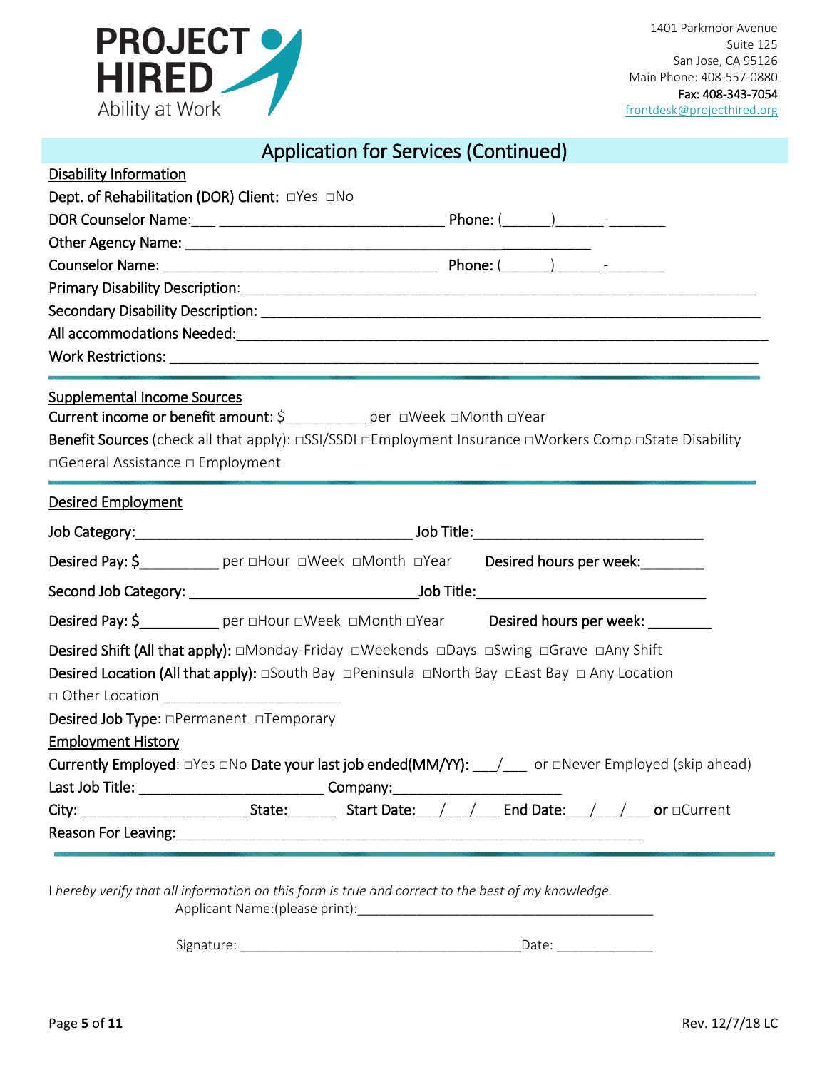**PROJECT HIRED**
Ability at Work

1401 Parkmoor Avenue
Suite 125
San Jose, CA 95126
Main Phone: 408-557-0880
Fax: 408-343-7054
frontdesk@projecthired.org

## Application for Services (Continued)

### Disability Information

Dept. of Rehabilitation (DOR) Client: □Yes □No

DOR Counselor Name:___ ____________________________ Phone: (______)______-_______

Other Agency Name: ______________________________________________________

Counselor Name: __________________________________ Phone: (______)______-_______

Primary Disability Description:_____________________________________________________________

Secondary Disability Description: ___________________________________________________________

All accommodations Needed:_______________________________________________________________

Work Restrictions: _______________________________________________________________________

### Supplemental Income Sources

Current income or benefit amount: $__________ per □Week □Month □Year

Benefit Sources (check all that apply): □SSI/SSDI □Employment Insurance □Workers Comp □State Disability □General Assistance □ Employment

### Desired Employment

Job Category:___________________________________ Job Title:______________________________

Desired Pay: $__________ per □Hour □Week □Month □Year Desired hours per week:________

Second Job Category: ____________________________Job Title:______________________________

Desired Pay: $__________ per □Hour □Week □Month □Year Desired hours per week: ________

Desired Shift (All that apply): □Monday-Friday □Weekends □Days □Swing □Grave □Any Shift

Desired Location (All that apply): □South Bay □Peninsula □North Bay □East Bay □ Any Location □ Other Location ______________________

Desired Job Type: □Permanent □Temporary

### Employment History

Currently Employed: □Yes □No Date your last job ended(MM/YY): ___/___ or □Never Employed (skip ahead)

Last Job Title: _______________________ Company:_____________________

City: _____________________State:______ Start Date:___/___/___ End Date:___/___/___ or □Current

Reason For Leaving:___________________________________________________________

I *hereby verify that all information on this form is true and correct to the best of my knowledge.*

Applicant Name:(please print):________________________________________

Signature: _____________________________________Date: _____________

Rev. 12/7/18 LC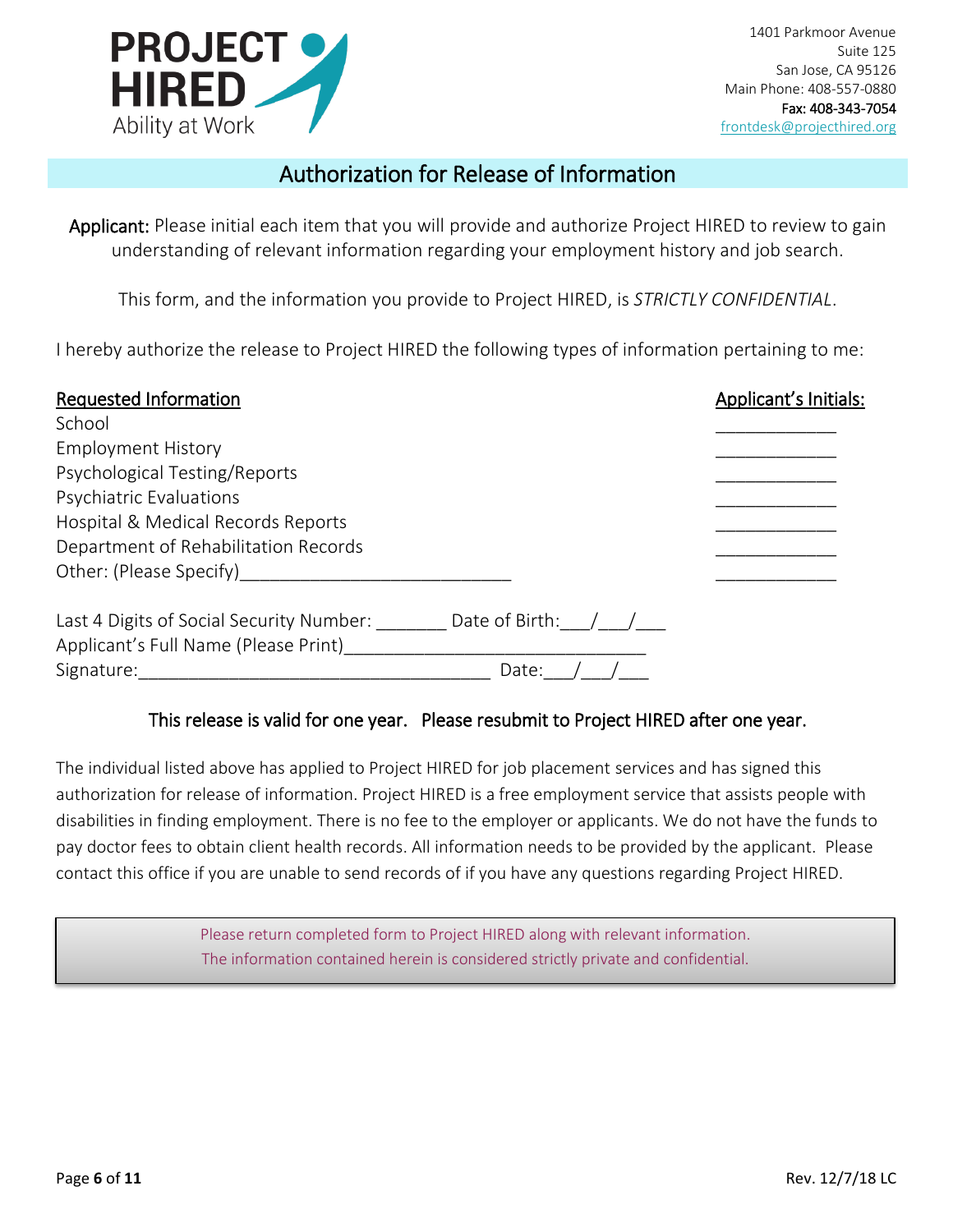**PROJECT HIRED**
Ability at Work

1401 Parkmoor Avenue
Suite 125
San Jose, CA 95126
Main Phone: 408-557-0880
Fax: 408-343-7054
frontdesk@projecthired.org

## Authorization for Release of Information

**Applicant:** Please initial each item that you will provide and authorize Project HIRED to review to gain understanding of relevant information regarding your employment history and job search.

This form, and the information you provide to Project HIRED, is *STRICTLY CONFIDENTIAL*.

I hereby authorize the release to Project HIRED the following types of information pertaining to me:

| Requested Information | Applicant's Initials: |
|---|---|
| School | ____________ |
| Employment History | ____________ |
| Psychological Testing/Reports | ____________ |
| Psychiatric Evaluations | ____________ |
| Hospital & Medical Records Reports | ____________ |
| Department of Rehabilitation Records | ____________ |
| Other: (Please Specify)___________________________ | ____________ |

Last 4 Digits of Social Security Number: _______ Date of Birth:___/___/___
Applicant's Full Name (Please Print)______________________________
Signature:___________________________________ Date:___/___/___

**This release is valid for one year. Please resubmit to Project HIRED after one year.**

The individual listed above has applied to Project HIRED for job placement services and has signed this authorization for release of information. Project HIRED is a free employment service that assists people with disabilities in finding employment. There is no fee to the employer or applicants. We do not have the funds to pay doctor fees to obtain client health records. All information needs to be provided by the applicant. Please contact this office if you are unable to send records of if you have any questions regarding Project HIRED.

Please return completed form to Project HIRED along with relevant information.
The information contained herein is considered strictly private and confidential.

Rev. 12/7/18 LC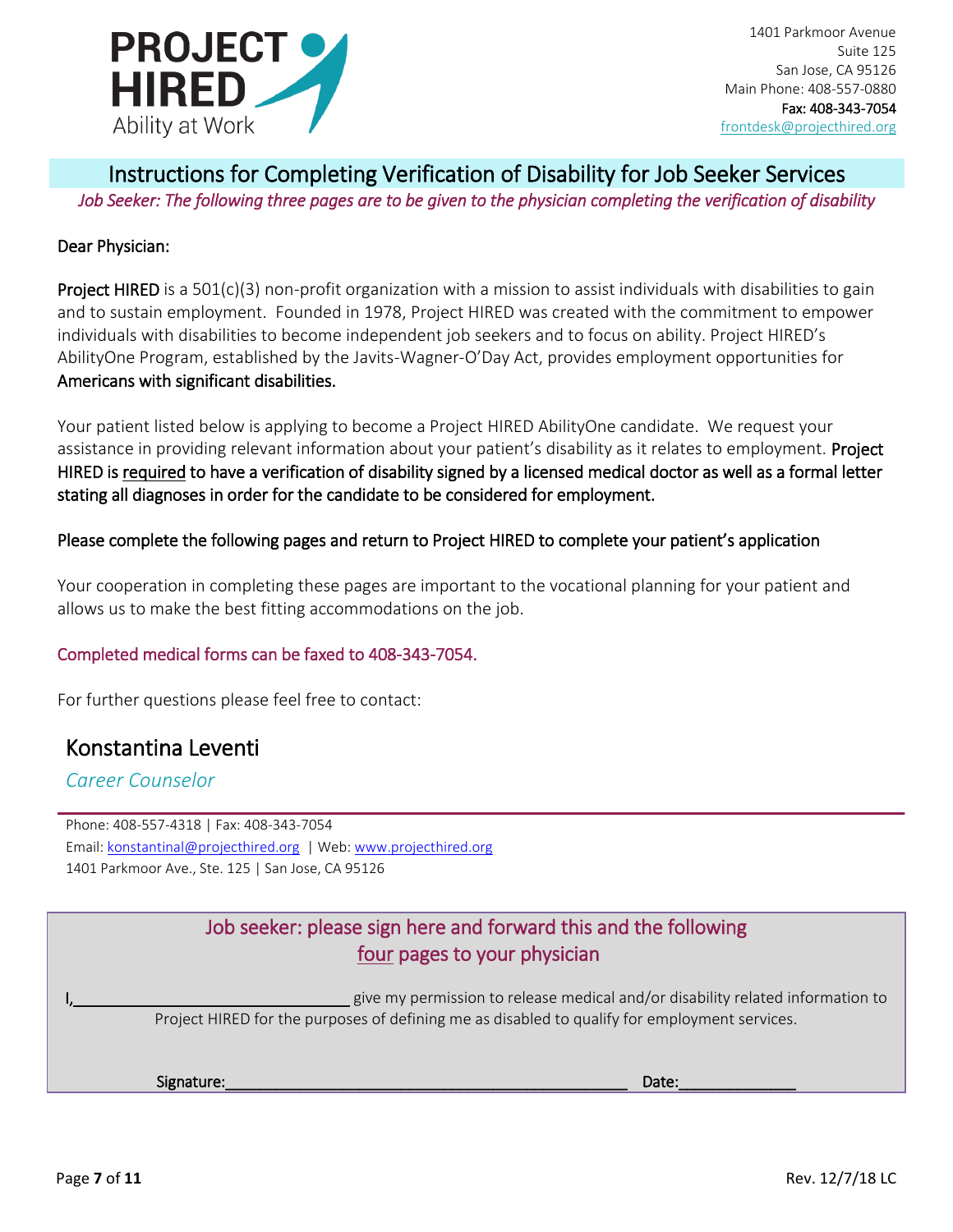**PROJECT HIRED**
Ability at Work

1401 Parkmoor Avenue
Suite 125
San Jose, CA 95126
Main Phone: 408-557-0880
Fax: 408-343-7054
frontdesk@projecthired.org

# Instructions for Completing Verification of Disability for Job Seeker Services

*Job Seeker: The following three pages are to be given to the physician completing the verification of disability*

Dear Physician:

Project HIRED is a 501(c)(3) non-profit organization with a mission to assist individuals with disabilities to gain and to sustain employment. Founded in 1978, Project HIRED was created with the commitment to empower individuals with disabilities to become independent job seekers and to focus on ability. Project HIRED's AbilityOne Program, established by the Javits-Wagner-O'Day Act, provides employment opportunities for Americans with significant disabilities.

Your patient listed below is applying to become a Project HIRED AbilityOne candidate. We request your assistance in providing relevant information about your patient's disability as it relates to employment. **Project HIRED is required to have a verification of disability signed by a licensed medical doctor as well as a formal letter stating all diagnoses in order for the candidate to be considered for employment.**

**Please complete the following pages and return to Project HIRED to complete your patient's application**

Your cooperation in completing these pages are important to the vocational planning for your patient and allows us to make the best fitting accommodations on the job.

Completed medical forms can be faxed to 408-343-7054.

For further questions please feel free to contact:

## Konstantina Leventi

*Career Counselor*

Phone: 408-557-4318 | Fax: 408-343-7054
Email: konstantinal@projecthired.org | Web: www.projecthired.org
1401 Parkmoor Ave., Ste. 125 | San Jose, CA 95126

---

### Job seeker: please sign here and forward this and the following four pages to your physician

I,________________________________ give my permission to release medical and/or disability related information to Project HIRED for the purposes of defining me as disabled to qualify for employment services.

Signature:_______________________________________________ Date:_____________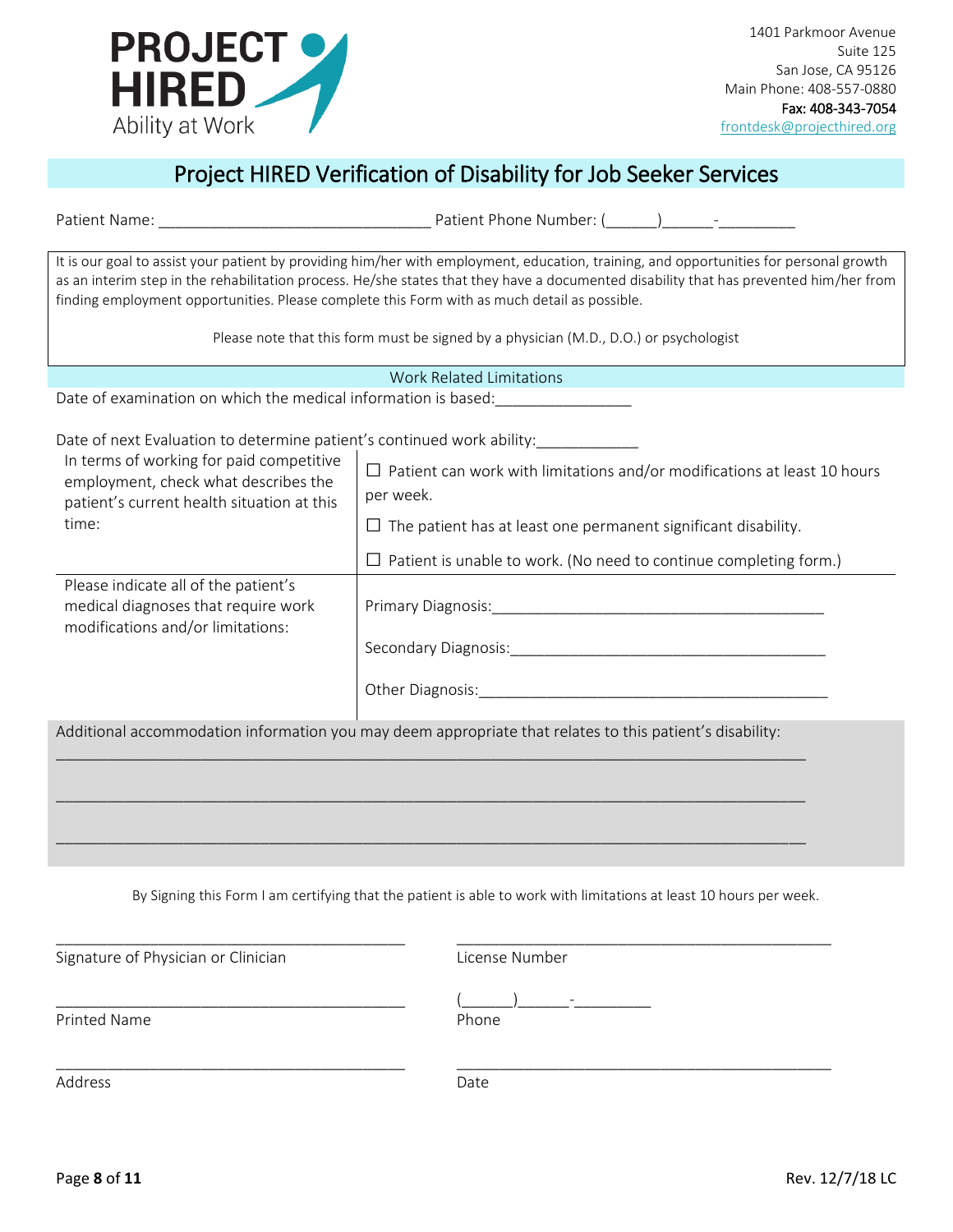**PROJECT HIRED**
Ability at Work

1401 Parkmoor Avenue
Suite 125
San Jose, CA 95126
Main Phone: 408-557-0880
Fax: 408-343-7054
frontdesk@projecthired.org

## Project HIRED Verification of Disability for Job Seeker Services

Patient Name: ________________________________ Patient Phone Number: (______)______-_________

It is our goal to assist your patient by providing him/her with employment, education, training, and opportunities for personal growth as an interim step in the rehabilitation process. He/she states that they have a documented disability that has prevented him/her from finding employment opportunities. Please complete this Form with as much detail as possible.

Please note that this form must be signed by a physician (M.D., D.O.) or psychologist

### Work Related Limitations

Date of examination on which the medical information is based:________________

Date of next Evaluation to determine patient's continued work ability:____________

| | |
|---|---|
| In terms of working for paid competitive employment, check what describes the patient's current health situation at this time: | ☐ Patient can work with limitations and/or modifications at least 10 hours per week.<br>☐ The patient has at least one permanent significant disability.<br>☐ Patient is unable to work. (No need to continue completing form.) |
| Please indicate all of the patient's medical diagnoses that require work modifications and/or limitations: | Primary Diagnosis:________________________________________<br>Secondary Diagnosis:______________________________________<br>Other Diagnosis:__________________________________________ |

Additional accommodation information you may deem appropriate that relates to this patient's disability:

________________________________________________________________________________

________________________________________________________________________________

________________________________________________________________________________

By Signing this Form I am certifying that the patient is able to work with limitations at least 10 hours per week.

__________________________________________ Signature of Physician or Clinician

__________________________________________ License Number

__________________________________________ Printed Name

(______)______-_________ Phone

__________________________________________ Address

__________________________________________ Date

Rev. 12/7/18 LC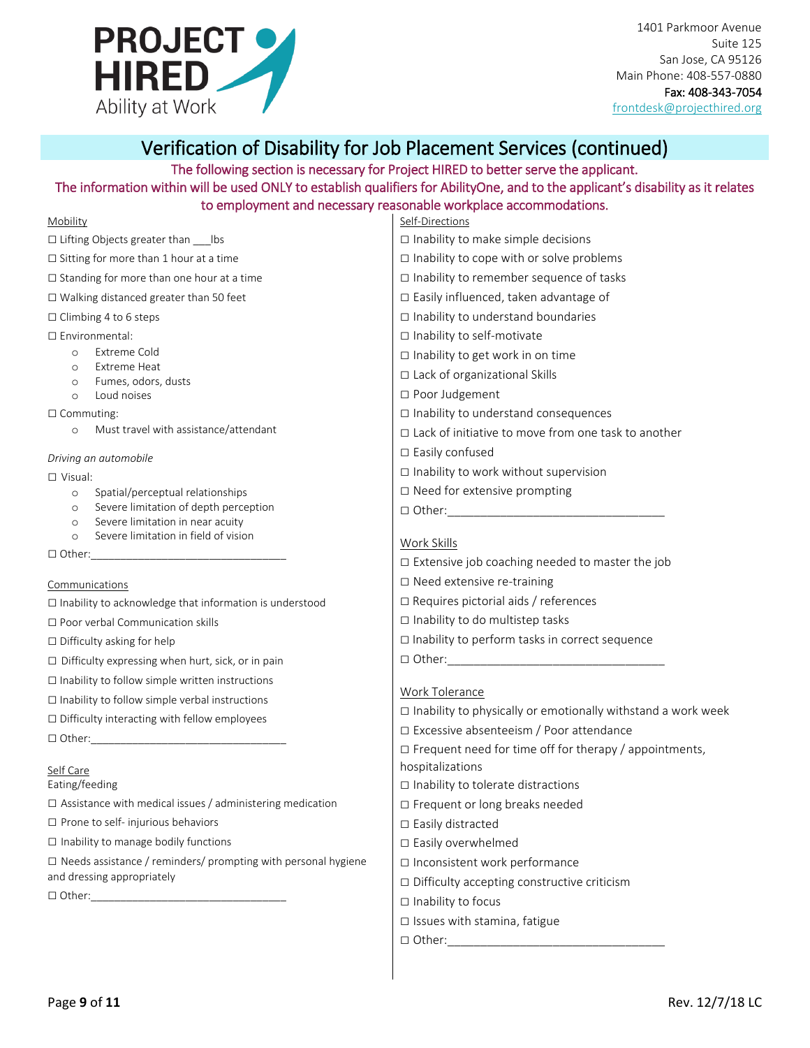PROJECT HIRED
Ability at Work

1401 Parkmoor Avenue
Suite 125
San Jose, CA 95126
Main Phone: 408-557-0880
Fax: 408-343-7054
frontdesk@projecthired.org

# Verification of Disability for Job Placement Services (continued)

The following section is necessary for Project HIRED to better serve the applicant.
The information within will be used ONLY to establish qualifiers for AbilityOne, and to the applicant's disability as it relates to employment and necessary reasonable workplace accommodations.

Mobility

☐ Lifting Objects greater than ___lbs

☐ Sitting for more than 1 hour at a time

☐ Standing for more than one hour at a time

☐ Walking distanced greater than 50 feet

☐ Climbing 4 to 6 steps

☐ Environmental:
- Extreme Cold
- Extreme Heat
- Fumes, odors, dusts
- Loud noises

☐ Commuting:
- Must travel with assistance/attendant

*Driving an automobile*

☐ Visual:
- Spatial/perceptual relationships
- Severe limitation of depth perception
- Severe limitation in near acuity
- Severe limitation in field of vision

☐ Other:________________________________

Communications

☐ Inability to acknowledge that information is understood

☐ Poor verbal Communication skills

☐ Difficulty asking for help

☐ Difficulty expressing when hurt, sick, or in pain

☐ Inability to follow simple written instructions

☐ Inability to follow simple verbal instructions

☐ Difficulty interacting with fellow employees

☐ Other:________________________________

Self Care
Eating/feeding

☐ Assistance with medical issues / administering medication

☐ Prone to self- injurious behaviors

☐ Inability to manage bodily functions

☐ Needs assistance / reminders/ prompting with personal hygiene and dressing appropriately

☐ Other:________________________________

Self-Directions

☐ Inability to make simple decisions

☐ Inability to cope with or solve problems

☐ Inability to remember sequence of tasks

☐ Easily influenced, taken advantage of

☐ Inability to understand boundaries

☐ Inability to self-motivate

☐ Inability to get work in on time

☐ Lack of organizational Skills

☐ Poor Judgement

☐ Inability to understand consequences

☐ Lack of initiative to move from one task to another

☐ Easily confused

☐ Inability to work without supervision

☐ Need for extensive prompting

☐ Other:________________________________

Work Skills

☐ Extensive job coaching needed to master the job

☐ Need extensive re-training

☐ Requires pictorial aids / references

☐ Inability to do multistep tasks

☐ Inability to perform tasks in correct sequence

☐ Other:________________________________

Work Tolerance

☐ Inability to physically or emotionally withstand a work week

☐ Excessive absenteeism / Poor attendance

☐ Frequent need for time off for therapy / appointments, hospitalizations

☐ Inability to tolerate distractions

☐ Frequent or long breaks needed

☐ Easily distracted

☐ Easily overwhelmed

☐ Inconsistent work performance

☐ Difficulty accepting constructive criticism

☐ Inability to focus

☐ Issues with stamina, fatigue

☐ Other:________________________________

Rev. 12/7/18 LC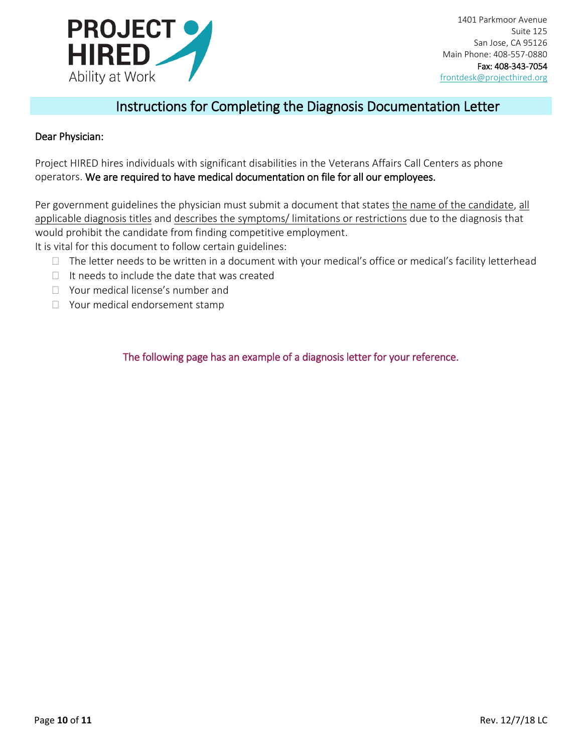PROJECT HIRED
Ability at Work

1401 Parkmoor Avenue
Suite 125
San Jose, CA 95126
Main Phone: 408-557-0880
**Fax: 408-343-7054**
frontdesk@projecthired.org

## Instructions for Completing the Diagnosis Documentation Letter

**Dear Physician:**

Project HIRED hires individuals with significant disabilities in the Veterans Affairs Call Centers as phone operators. **We are required to have medical documentation on file for all our employees.**

Per government guidelines the physician must submit a document that states the name of the candidate, all applicable diagnosis titles and describes the symptoms/ limitations or restrictions due to the diagnosis that would prohibit the candidate from finding competitive employment.

It is vital for this document to follow certain guidelines:

- The letter needs to be written in a document with your medical's office or medical's facility letterhead
- It needs to include the date that was created
- Your medical license's number and
- Your medical endorsement stamp

The following page has an example of a diagnosis letter for your reference.

Rev. 12/7/18 LC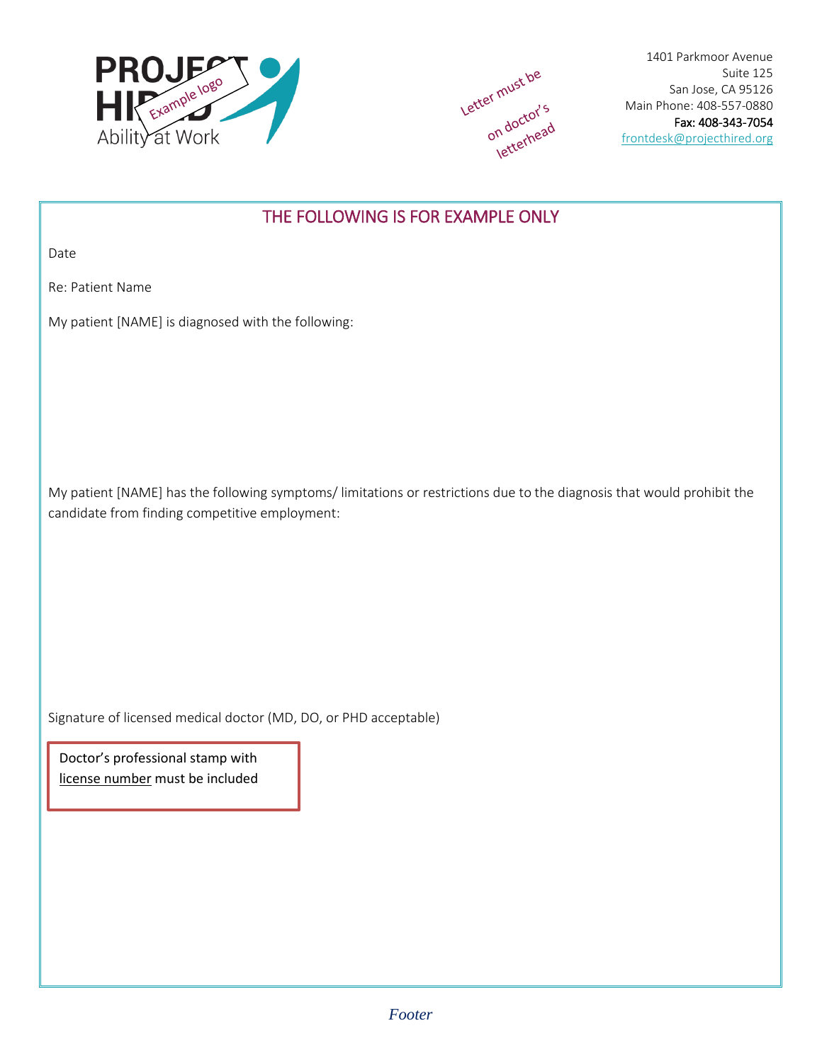PROJECT HIRED
Ability at Work

Example logo

Letter must be on doctor's letterhead

1401 Parkmoor Avenue
Suite 125
San Jose, CA 95126
Main Phone: 408-557-0880
Fax: 408-343-7054
frontdesk@projecthired.org

## THE FOLLOWING IS FOR EXAMPLE ONLY

Date

Re: Patient Name

My patient [NAME] is diagnosed with the following:

My patient [NAME] has the following symptoms/ limitations or restrictions due to the diagnosis that would prohibit the candidate from finding competitive employment:

Signature of licensed medical doctor (MD, DO, or PHD acceptable)

Doctor's professional stamp with license number must be included

*Footer*